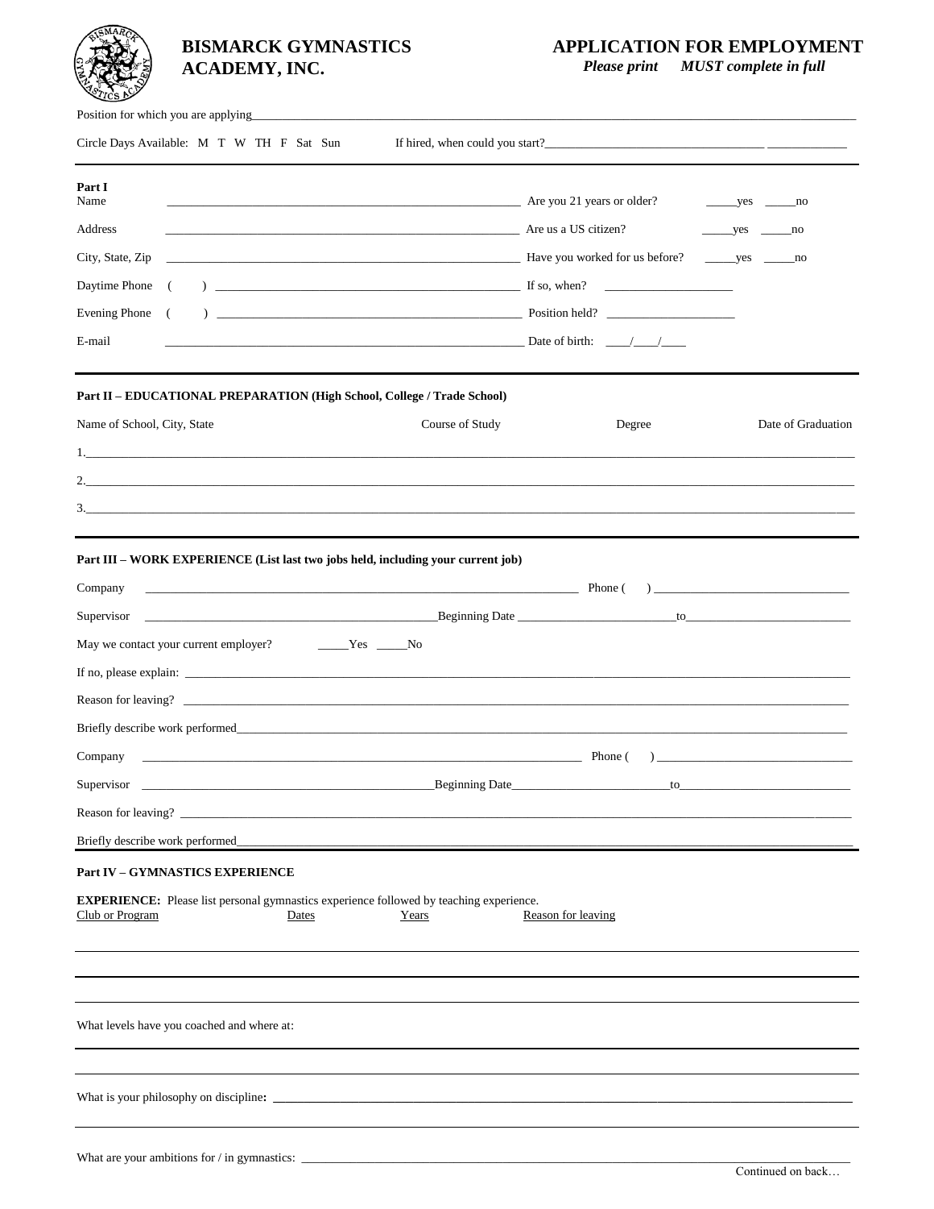# BISMARCK GYMNASTICS ACADEMY, INC.

## APPLICATION FOR EMPLOYMENT

***Please print MUST complete in full***

Position for which you are applying_______________________________________________

Circle Days Available: M T W TH F Sat Sun     If hired, when could you start?_______________________

---

**Part I**

Name ____________________________________________ Are you 21 years or older? _____yes _____no

Address ____________________________________________ Are us a US citizen? _____yes _____no

City, State, Zip ____________________________________________ Have you worked for us before? _____yes _____no

Daytime Phone ( ) ____________________________________ If so, when? ____________________

Evening Phone ( ) ____________________________________ Position held? ____________________

E-mail ____________________________________________ Date of birth: ____/____/____

---

**Part II – EDUCATIONAL PREPARATION (High School, College / Trade School)**

| Name of School, City, State | Course of Study | Degree | Date of Graduation |
|---|---|---|---|
| 1. | | | |
| 2. | | | |
| 3. | | | |

---

**Part III – WORK EXPERIENCE (List last two jobs held, including your current job)**

Company ____________________________________________ Phone ( ) ______________________

Supervisor ______________________________Beginning Date ____________________to____________________

May we contact your current employer? _____Yes _____No

If no, please explain: ____________________________________________

Reason for leaving? ____________________________________________

Briefly describe work performed____________________________________________

Company ____________________________________________ Phone ( ) ______________________

Supervisor ______________________________Beginning Date____________________to____________________

Reason for leaving? ____________________________________________

Briefly describe work performed____________________________________________

---

**Part IV – GYMNASTICS EXPERIENCE**

**EXPERIENCE:** Please list personal gymnastics experience followed by teaching experience.

| Club or Program | Dates | Years | Reason for leaving |
|---|---|---|---|
| | | | |
| | | | |
| | | | |

What levels have you coached and where at:

What is your philosophy on discipline**:** ____________________________________________

What are your ambitions for / in gymnastics: ____________________________________________

Continued on back…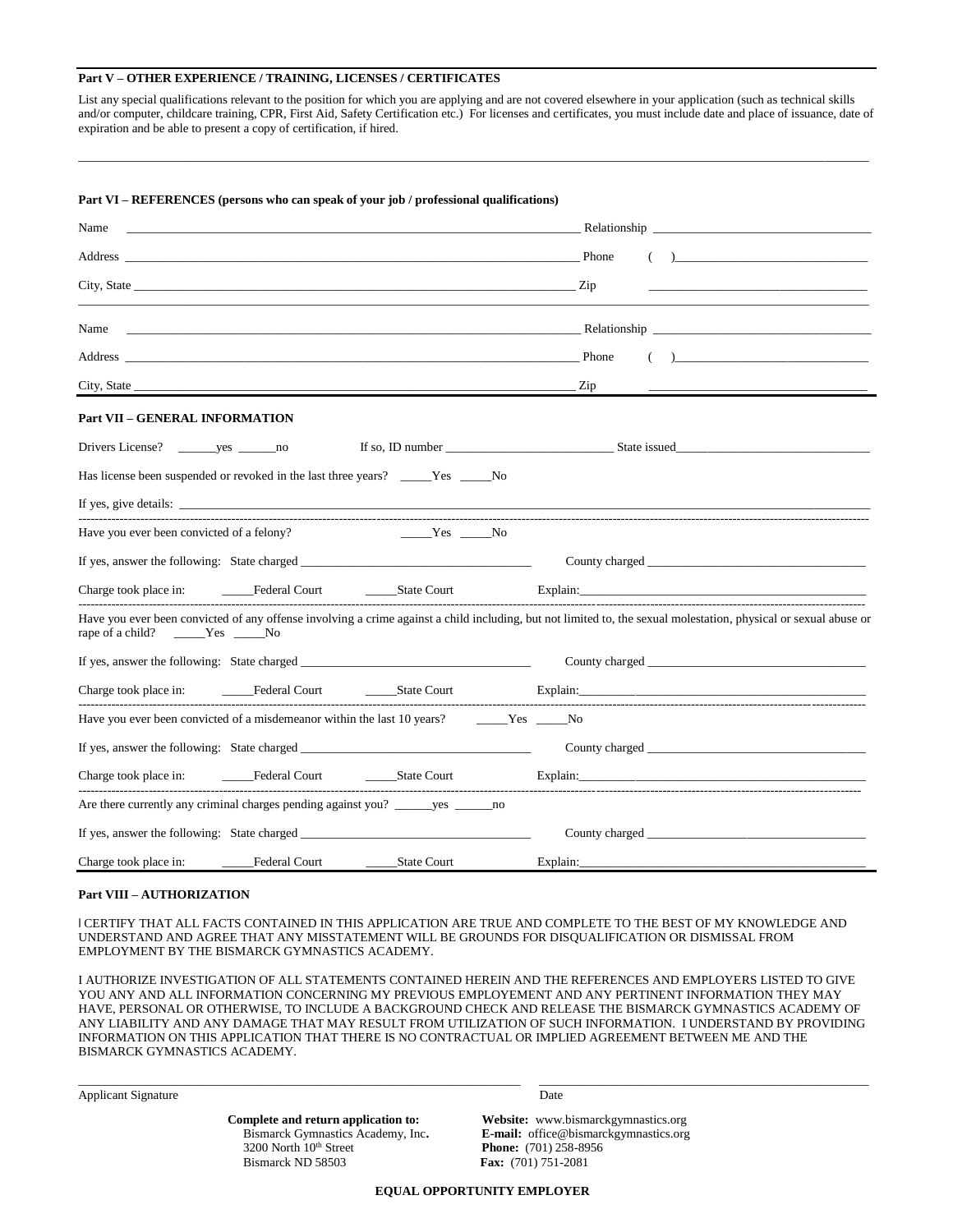## Part V – OTHER EXPERIENCE / TRAINING, LICENSES / CERTIFICATES

List any special qualifications relevant to the position for which you are applying and are not covered elsewhere in your application (such as technical skills and/or computer, childcare training, CPR, First Aid, Safety Certification etc.) For licenses and certificates, you must include date and place of issuance, date of expiration and be able to present a copy of certification, if hired.

______________________________________________________________________________________________________________

## Part VI – REFERENCES (persons who can speak of your job / professional qualifications)

Name ______________________________________________ Relationship ____________________

Address ____________________________________________ Phone ( )____________________

City, State __________________________________________ Zip ____________________

Name ______________________________________________ Relationship ____________________

Address ____________________________________________ Phone ( )____________________

City, State __________________________________________ Zip ____________________

## Part VII – GENERAL INFORMATION

Drivers License? ______yes ______no If so, ID number ____________________ State issued____________________

Has license been suspended or revoked in the last three years? _____Yes _____No

If yes, give details: ______________________________________________________________________

Have you ever been convicted of a felony? _____Yes _____No

If yes, answer the following: State charged ____________________ County charged ____________________

Charge took place in: _____Federal Court _____State Court Explain:____________________

Have you ever been convicted of any offense involving a crime against a child including, but not limited to, the sexual molestation, physical or sexual abuse or rape of a child? _____Yes _____No

If yes, answer the following: State charged ____________________ County charged ____________________

Charge took place in: _____Federal Court _____State Court Explain:____________________

Have you ever been convicted of a misdemeanor within the last 10 years? _____Yes _____No

If yes, answer the following: State charged ____________________ County charged ____________________

Charge took place in: _____Federal Court _____State Court Explain:____________________

Are there currently any criminal charges pending against you? ______yes ______no

If yes, answer the following: State charged ____________________ County charged ____________________

Charge took place in: _____Federal Court _____State Court Explain:____________________

## Part VIII – AUTHORIZATION

I CERTIFY THAT ALL FACTS CONTAINED IN THIS APPLICATION ARE TRUE AND COMPLETE TO THE BEST OF MY KNOWLEDGE AND UNDERSTAND AND AGREE THAT ANY MISSTATEMENT WILL BE GROUNDS FOR DISQUALIFICATION OR DISMISSAL FROM EMPLOYMENT BY THE BISMARCK GYMNASTICS ACADEMY.

I AUTHORIZE INVESTIGATION OF ALL STATEMENTS CONTAINED HEREIN AND THE REFERENCES AND EMPLOYERS LISTED TO GIVE YOU ANY AND ALL INFORMATION CONCERNING MY PREVIOUS EMPLOYEMENT AND ANY PERTINENT INFORMATION THEY MAY HAVE, PERSONAL OR OTHERWISE, TO INCLUDE A BACKGROUND CHECK AND RELEASE THE BISMARCK GYMNASTICS ACADEMY OF ANY LIABILITY AND ANY DAMAGE THAT MAY RESULT FROM UTILIZATION OF SUCH INFORMATION. I UNDERSTAND BY PROVIDING INFORMATION ON THIS APPLICATION THAT THERE IS NO CONTRACTUAL OR IMPLIED AGREEMENT BETWEEN ME AND THE BISMARCK GYMNASTICS ACADEMY.

______________________________________ ______________________________________

Applicant Signature Date

**Complete and return application to:**
Bismarck Gymnastics Academy, Inc**.**
3200 North 10th Street
Bismarck ND 58503

**Website:** www.bismarckgymnastics.org
**E-mail:** office@bismarckgymnastics.org
**Phone:** (701) 258-8956
**Fax:** (701) 751-2081

**EQUAL OPPORTUNITY EMPLOYER**